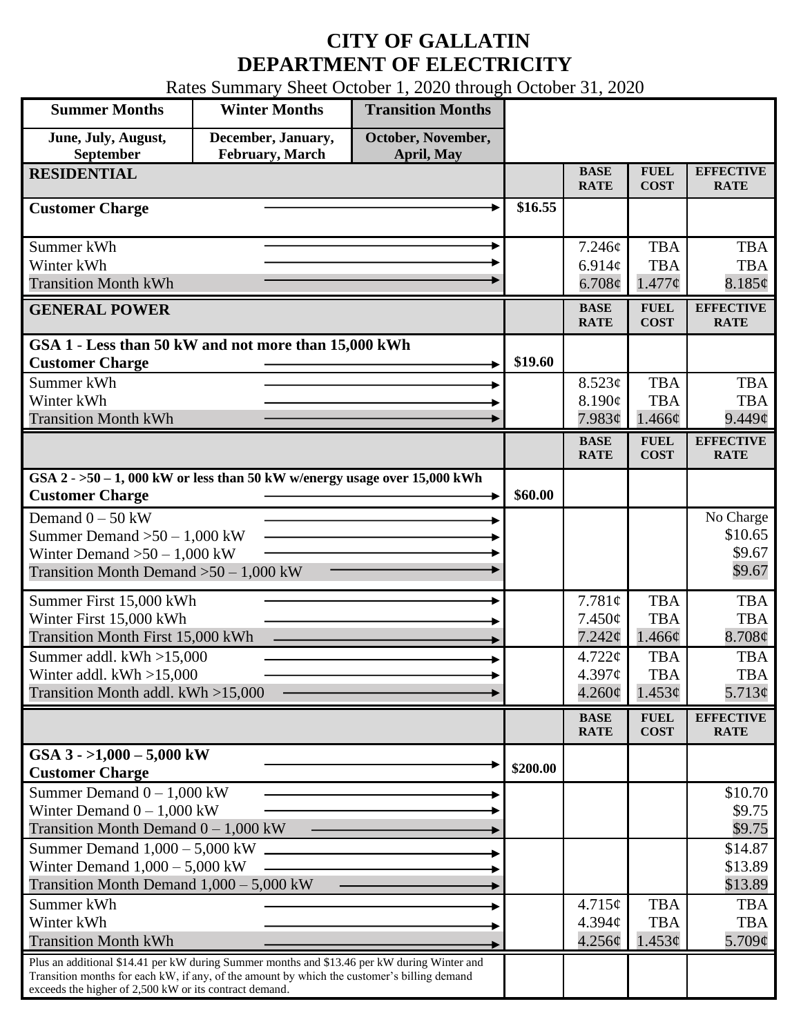# CITY OF GALLATIN
# DEPARTMENT OF ELECTRICITY

Rates Summary Sheet October 1, 2020 through October 31, 2020

| Summer Months | Winter Months | Transition Months |
|---|---|---|
| June, July, August, September | December, January, February, March | October, November, April, May |

| RESIDENTIAL | | BASE RATE | FUEL COST | EFFECTIVE RATE |
|---|---|---|---|---|
| **Customer Charge** | $16.55 | | | |
| Summer kWh | | 7.246¢ | TBA | TBA |
| Winter kWh | | 6.914¢ | TBA | TBA |
| Transition Month kWh | | 6.708¢ | 1.477¢ | 8.185¢ |

| GENERAL POWER | | BASE RATE | FUEL COST | EFFECTIVE RATE |
|---|---|---|---|---|
| **GSA 1 - Less than 50 kW and not more than 15,000 kWh** | | | | |
| **Customer Charge** | $19.60 | | | |
| Summer kWh | | 8.523¢ | TBA | TBA |
| Winter kWh | | 8.190¢ | TBA | TBA |
| Transition Month kWh | | 7.983¢ | 1.466¢ | 9.449¢ |

| | | BASE RATE | FUEL COST | EFFECTIVE RATE |
|---|---|---|---|---|
| **GSA 2 - >50 – 1, 000 kW or less than 50 kW w/energy usage over 15,000 kWh** | | | | |
| **Customer Charge** | $60.00 | | | |
| Demand 0 – 50 kW | | | | No Charge |
| Summer Demand >50 – 1,000 kW | | | | $10.65 |
| Winter Demand >50 – 1,000 kW | | | | $9.67 |
| Transition Month Demand >50 – 1,000 kW | | | | $9.67 |
| Summer First 15,000 kWh | | 7.781¢ | TBA | TBA |
| Winter First 15,000 kWh | | 7.450¢ | TBA | TBA |
| Transition Month First 15,000 kWh | | 7.242¢ | 1.466¢ | 8.708¢ |
| Summer addl. kWh >15,000 | | 4.722¢ | TBA | TBA |
| Winter addl. kWh >15,000 | | 4.397¢ | TBA | TBA |
| Transition Month addl. kWh >15,000 | | 4.260¢ | 1.453¢ | 5.713¢ |

| | | BASE RATE | FUEL COST | EFFECTIVE RATE |
|---|---|---|---|---|
| **GSA 3 - >1,000 – 5,000 kW** | | | | |
| **Customer Charge** | $200.00 | | | |
| Summer Demand 0 – 1,000 kW | | | | $10.70 |
| Winter Demand 0 – 1,000 kW | | | | $9.75 |
| Transition Month Demand 0 – 1,000 kW | | | | $9.75 |
| Summer Demand 1,000 – 5,000 kW | | | | $14.87 |
| Winter Demand 1,000 – 5,000 kW | | | | $13.89 |
| Transition Month Demand 1,000 – 5,000 kW | | | | $13.89 |
| Summer kWh | | 4.715¢ | TBA | TBA |
| Winter kWh | | 4.394¢ | TBA | TBA |
| Transition Month kWh | | 4.256¢ | 1.453¢ | 5.709¢ |
| Plus an additional $14.41 per kW during Summer months and $13.46 per kW during Winter and Transition months for each kW, if any, of the amount by which the customer's billing demand exceeds the higher of 2,500 kW or its contract demand. | | | | |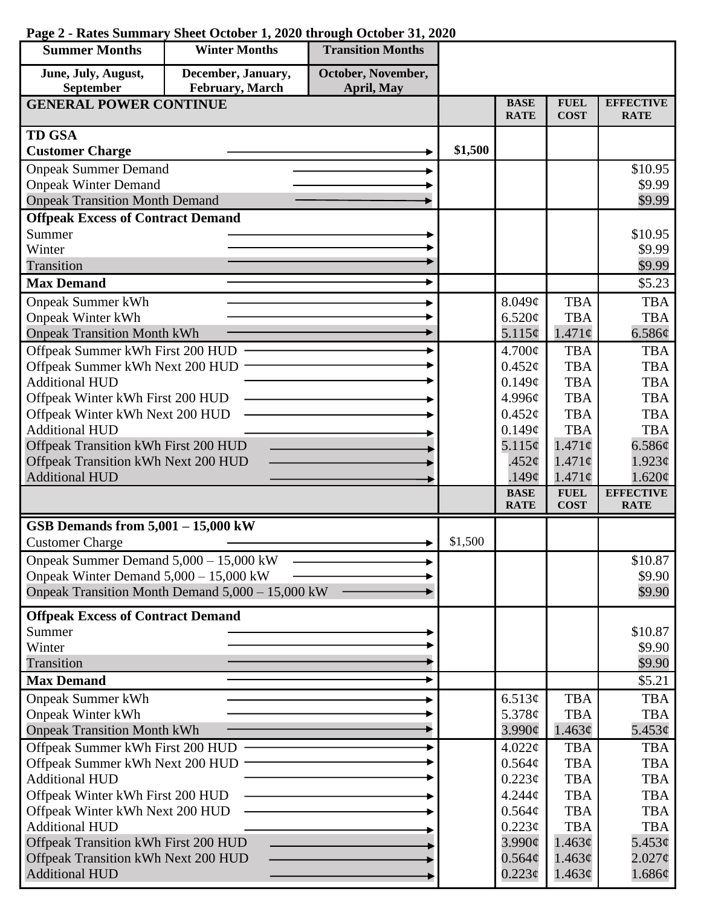**Page 2 - Rates Summary Sheet October 1, 2020 through October 31, 2020**

| Summer Months | Winter Months | Transition Months |
|---|---|---|
| June, July, August, September | December, January, February, March | October, November, April, May |

| GENERAL POWER CONTINUE | | BASE RATE | FUEL COST | EFFECTIVE RATE |
|---|---|---|---|---|
| **TD GSA** | | | | |
| **Customer Charge** | **$1,500** | | | |
| Onpeak Summer Demand | | | | $10.95 |
| Onpeak Winter Demand | | | | $9.99 |
| Onpeak Transition Month Demand | | | | $9.99 |
| **Offpeak Excess of Contract Demand** | | | | |
| Summer | | | | $10.95 |
| Winter | | | | $9.99 |
| Transition | | | | $9.99 |
| **Max Demand** | | | | $5.23 |
| Onpeak Summer kWh | | 8.049¢ | TBA | TBA |
| Onpeak Winter kWh | | 6.520¢ | TBA | TBA |
| Onpeak Transition Month kWh | | 5.115¢ | 1.471¢ | 6.586¢ |
| Offpeak Summer kWh First 200 HUD | | 4.700¢ | TBA | TBA |
| Offpeak Summer kWh Next 200 HUD | | 0.452¢ | TBA | TBA |
| Additional HUD | | 0.149¢ | TBA | TBA |
| Offpeak Winter kWh First 200 HUD | | 4.996¢ | TBA | TBA |
| Offpeak Winter kWh Next 200 HUD | | 0.452¢ | TBA | TBA |
| Additional HUD | | 0.149¢ | TBA | TBA |
| Offpeak Transition kWh First 200 HUD | | 5.115¢ | 1.471¢ | 6.586¢ |
| Offpeak Transition kWh Next 200 HUD | | .452¢ | 1.471¢ | 1.923¢ |
| Additional HUD | | .149¢ | 1.471¢ | 1.620¢ |

| | | BASE RATE | FUEL COST | EFFECTIVE RATE |
|---|---|---|---|---|
| **GSB Demands from 5,001 – 15,000 kW** | | | | |
| Customer Charge | $1,500 | | | |
| Onpeak Summer Demand 5,000 – 15,000 kW | | | | $10.87 |
| Onpeak Winter Demand 5,000 – 15,000 kW | | | | $9.90 |
| Onpeak Transition Month Demand 5,000 – 15,000 kW | | | | $9.90 |
| **Offpeak Excess of Contract Demand** | | | | |
| Summer | | | | $10.87 |
| Winter | | | | $9.90 |
| Transition | | | | $9.90 |
| **Max Demand** | | | | $5.21 |
| Onpeak Summer kWh | | 6.513¢ | TBA | TBA |
| Onpeak Winter kWh | | 5.378¢ | TBA | TBA |
| Onpeak Transition Month kWh | | 3.990¢ | 1.463¢ | 5.453¢ |
| Offpeak Summer kWh First 200 HUD | | 4.022¢ | TBA | TBA |
| Offpeak Summer kWh Next 200 HUD | | 0.564¢ | TBA | TBA |
| Additional HUD | | 0.223¢ | TBA | TBA |
| Offpeak Winter kWh First 200 HUD | | 4.244¢ | TBA | TBA |
| Offpeak Winter kWh Next 200 HUD | | 0.564¢ | TBA | TBA |
| Additional HUD | | 0.223¢ | TBA | TBA |
| Offpeak Transition kWh First 200 HUD | | 3.990¢ | 1.463¢ | 5.453¢ |
| Offpeak Transition kWh Next 200 HUD | | 0.564¢ | 1.463¢ | 2.027¢ |
| Additional HUD | | 0.223¢ | 1.463¢ | 1.686¢ |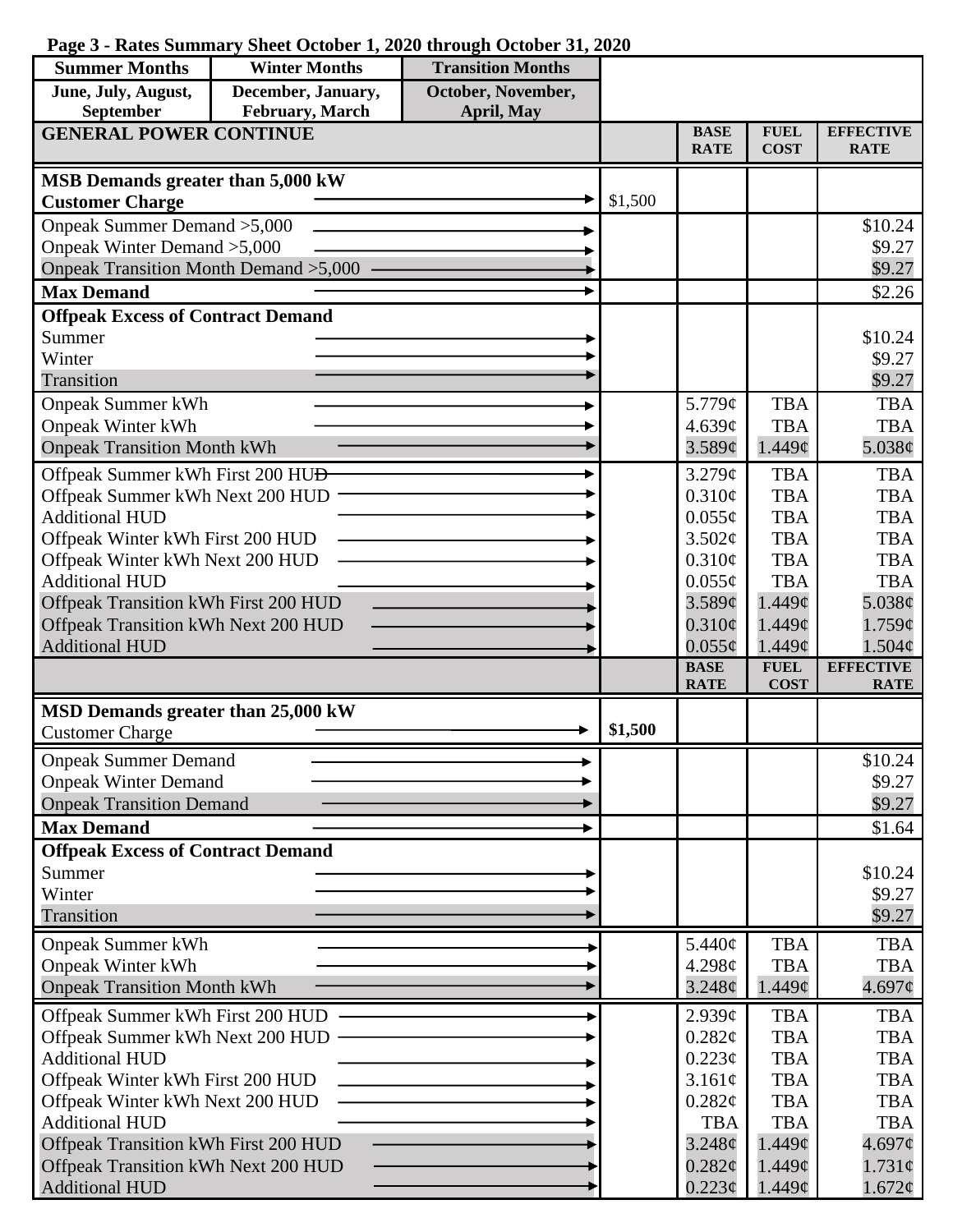**Page 3 - Rates Summary Sheet October 1, 2020 through October 31, 2020**

| Summer Months | Winter Months | Transition Months |
|---|---|---|
| June, July, August, September | December, January, February, March | October, November, April, May |

| GENERAL POWER CONTINUE | | BASE RATE | FUEL COST | EFFECTIVE RATE |
|---|---|---|---|---|
| **MSB Demands greater than 5,000 kW** | | | | |
| **Customer Charge** | $1,500 | | | |
| Onpeak Summer Demand >5,000 | | | | $10.24 |
| Onpeak Winter Demand >5,000 | | | | $9.27 |
| Onpeak Transition Month Demand >5,000 | | | | $9.27 |
| **Max Demand** | | | | $2.26 |
| **Offpeak Excess of Contract Demand** | | | | |
| Summer | | | | $10.24 |
| Winter | | | | $9.27 |
| Transition | | | | $9.27 |
| Onpeak Summer kWh | | 5.779¢ | TBA | TBA |
| Onpeak Winter kWh | | 4.639¢ | TBA | TBA |
| Onpeak Transition Month kWh | | 3.589¢ | 1.449¢ | 5.038¢ |
| Offpeak Summer kWh First 200 HUD | | 3.279¢ | TBA | TBA |
| Offpeak Summer kWh Next 200 HUD | | 0.310¢ | TBA | TBA |
| Additional HUD | | 0.055¢ | TBA | TBA |
| Offpeak Winter kWh First 200 HUD | | 3.502¢ | TBA | TBA |
| Offpeak Winter kWh Next 200 HUD | | 0.310¢ | TBA | TBA |
| Additional HUD | | 0.055¢ | TBA | TBA |
| Offpeak Transition kWh First 200 HUD | | 3.589¢ | 1.449¢ | 5.038¢ |
| Offpeak Transition kWh Next 200 HUD | | 0.310¢ | 1.449¢ | 1.759¢ |
| Additional HUD | | 0.055¢ | 1.449¢ | 1.504¢ |

| | | BASE RATE | FUEL COST | EFFECTIVE RATE |
|---|---|---|---|---|
| **MSD Demands greater than 25,000 kW** | | | | |
| Customer Charge | **$1,500** | | | |
| Onpeak Summer Demand | | | | $10.24 |
| Onpeak Winter Demand | | | | $9.27 |
| Onpeak Transition Demand | | | | $9.27 |
| **Max Demand** | | | | $1.64 |
| **Offpeak Excess of Contract Demand** | | | | |
| Summer | | | | $10.24 |
| Winter | | | | $9.27 |
| Transition | | | | $9.27 |
| Onpeak Summer kWh | | 5.440¢ | TBA | TBA |
| Onpeak Winter kWh | | 4.298¢ | TBA | TBA |
| Onpeak Transition Month kWh | | 3.248¢ | 1.449¢ | 4.697¢ |
| Offpeak Summer kWh First 200 HUD | | 2.939¢ | TBA | TBA |
| Offpeak Summer kWh Next 200 HUD | | 0.282¢ | TBA | TBA |
| Additional HUD | | 0.223¢ | TBA | TBA |
| Offpeak Winter kWh First 200 HUD | | 3.161¢ | TBA | TBA |
| Offpeak Winter kWh Next 200 HUD | | 0.282¢ | TBA | TBA |
| Additional HUD | | TBA | TBA | TBA |
| Offpeak Transition kWh First 200 HUD | | 3.248¢ | 1.449¢ | 4.697¢ |
| Offpeak Transition kWh Next 200 HUD | | 0.282¢ | 1.449¢ | 1.731¢ |
| Additional HUD | | 0.223¢ | 1.449¢ | 1.672¢ |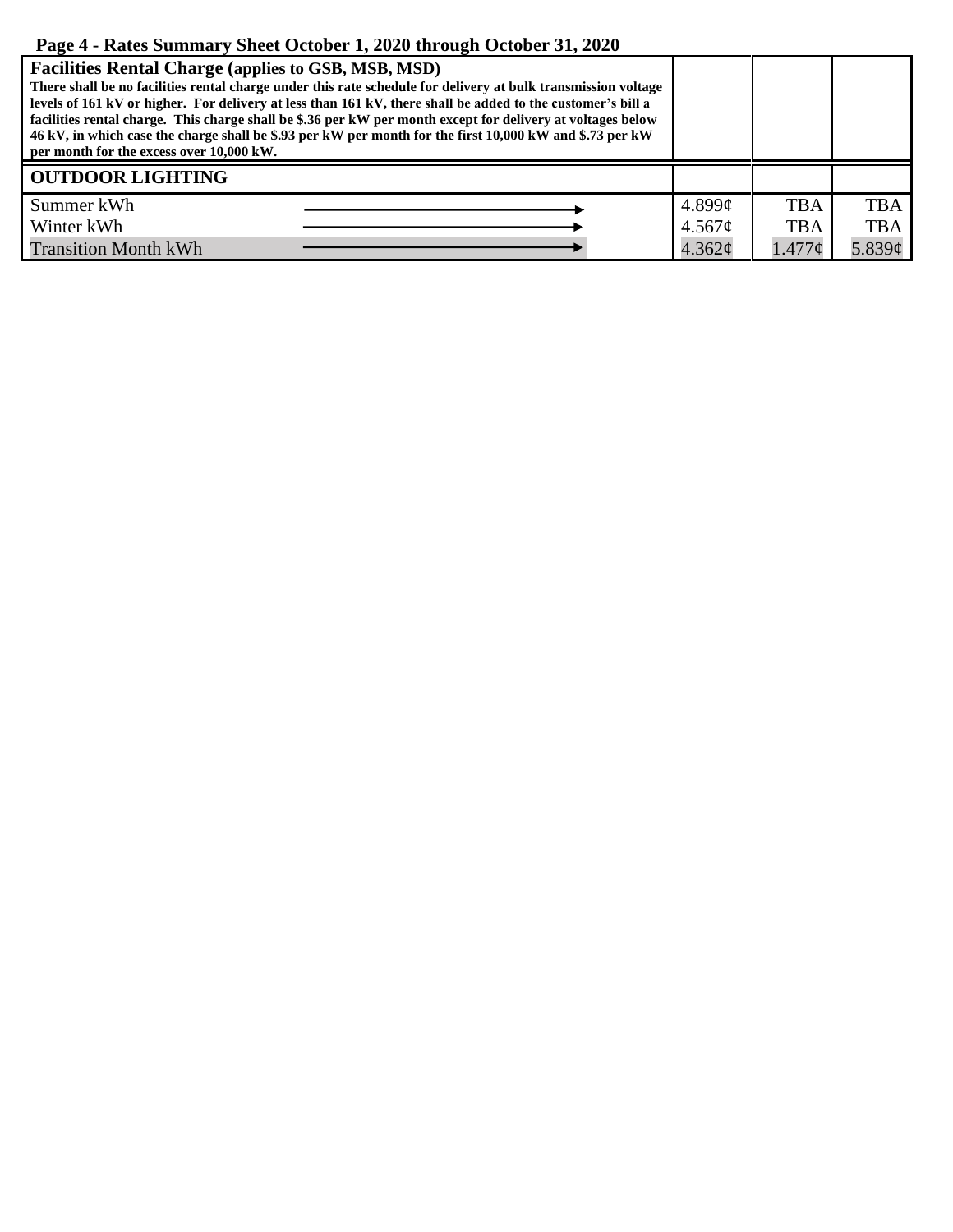**Page 4 - Rates Summary Sheet October 1, 2020 through October 31, 2020**

| | | | |
|---|---|---|---|
| **Facilities Rental Charge (applies to GSB, MSB, MSD)**<br>**There shall be no facilities rental charge under this rate schedule for delivery at bulk transmission voltage levels of 161 kV or higher. For delivery at less than 161 kV, there shall be added to the customer's bill a facilities rental charge. This charge shall be $.36 per kW per month except for delivery at voltages below 46 kV, in which case the charge shall be $.93 per kW per month for the first 10,000 kW and $.73 per kW per month for the excess over 10,000 kW.** | | | |
| **OUTDOOR LIGHTING** | | | |
| Summer kWh ⟶ | 4.899¢ | TBA | TBA |
| Winter kWh ⟶ | 4.567¢ | TBA | TBA |
| Transition Month kWh ⟶ | 4.362¢ | 1.477¢ | 5.839¢ |